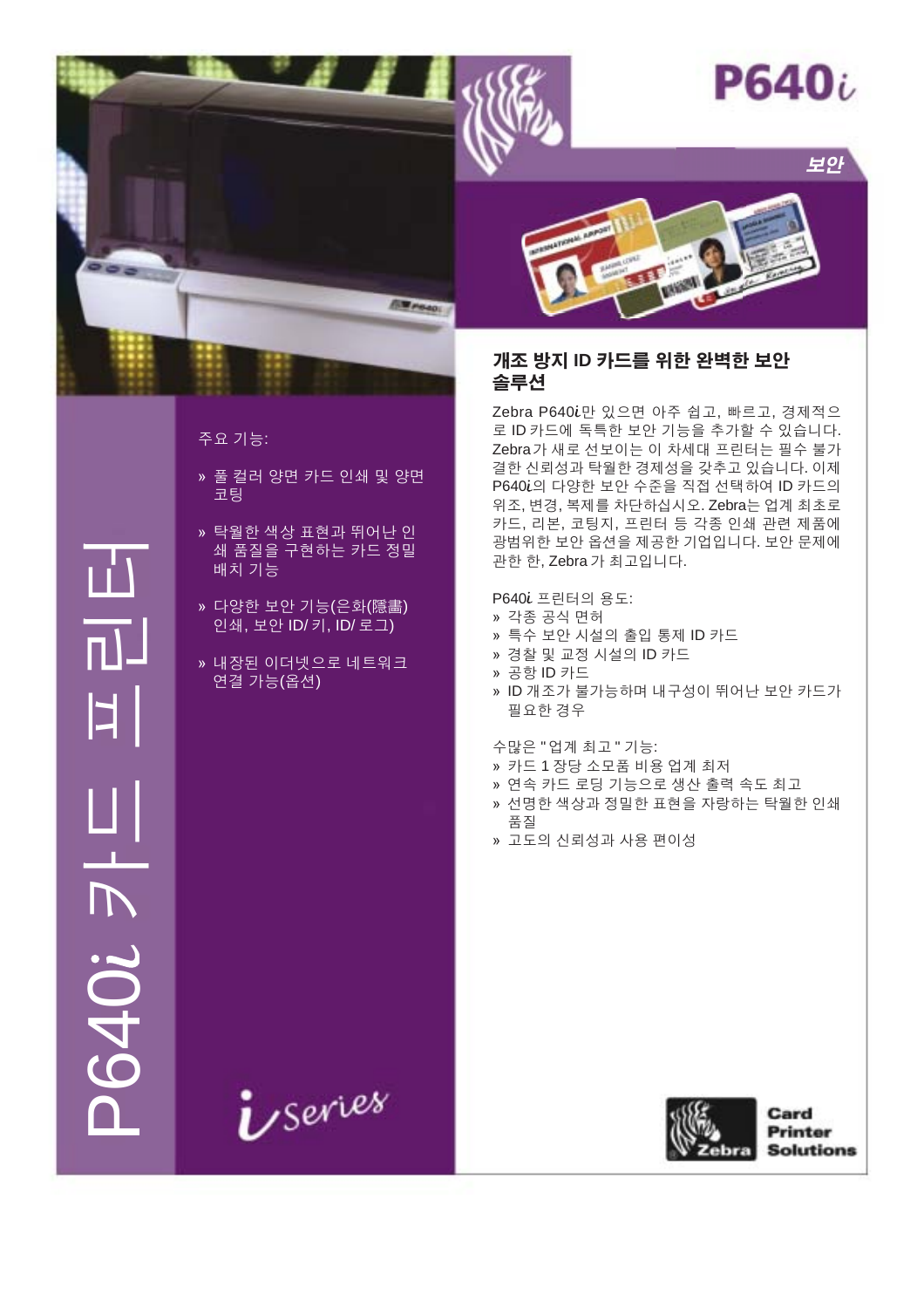# P640*i*

보안

# P640*i* 카드 프린터

주요 기능:

- 풀 컬러 양면 카드 인쇄 및 양면 코팅
- 탁월한 색상 표현과 뛰어난 인쇄 품질을 구현하는 카드 정밀 배치 기능
- 다양한 보안 기능(은화(隱畵) 인쇄, 보안 ID/키, ID/로그)
- 내장된 이더넷으로 네트워크 연결 가능(옵션)

## 개조 방지 ID 카드를 위한 완벽한 보안 솔루션

Zebra P640*i*만 있으면 아주 쉽고, 빠르고, 경제적으로 ID 카드에 독특한 보안 기능을 추가할 수 있습니다. Zebra가 새로 선보이는 이 차세대 프린터는 필수 불가결한 신뢰성과 탁월한 경제성을 갖추고 있습니다. 이제 P640*i*의 다양한 보안 수준을 직접 선택하여 ID 카드의 위조, 변경, 복제를 차단하십시오. Zebra는 업계 최초로 카드, 리본, 코팅지, 프린터 등 각종 인쇄 관련 제품에 광범위한 보안 옵션을 제공한 기업입니다. 보안 문제에 관한 한, Zebra가 최고입니다.

P640*i* 프린터의 용도:

- 각종 공식 면허
- 특수 보안 시설의 출입 통제 ID 카드
- 경찰 및 교정 시설의 ID 카드
- 공항 ID 카드
- ID 개조가 불가능하며 내구성이 뛰어난 보안 카드가 필요한 경우

수많은 "업계 최고" 기능:

- 카드 1 장당 소모품 비용 업계 최저
- 연속 카드 로딩 기능으로 생산 출력 속도 최고
- 선명한 색상과 정밀한 표현을 자랑하는 탁월한 인쇄 품질
- 고도의 신뢰성과 사용 편이성

*i*Series

Zebra Card Printer Solutions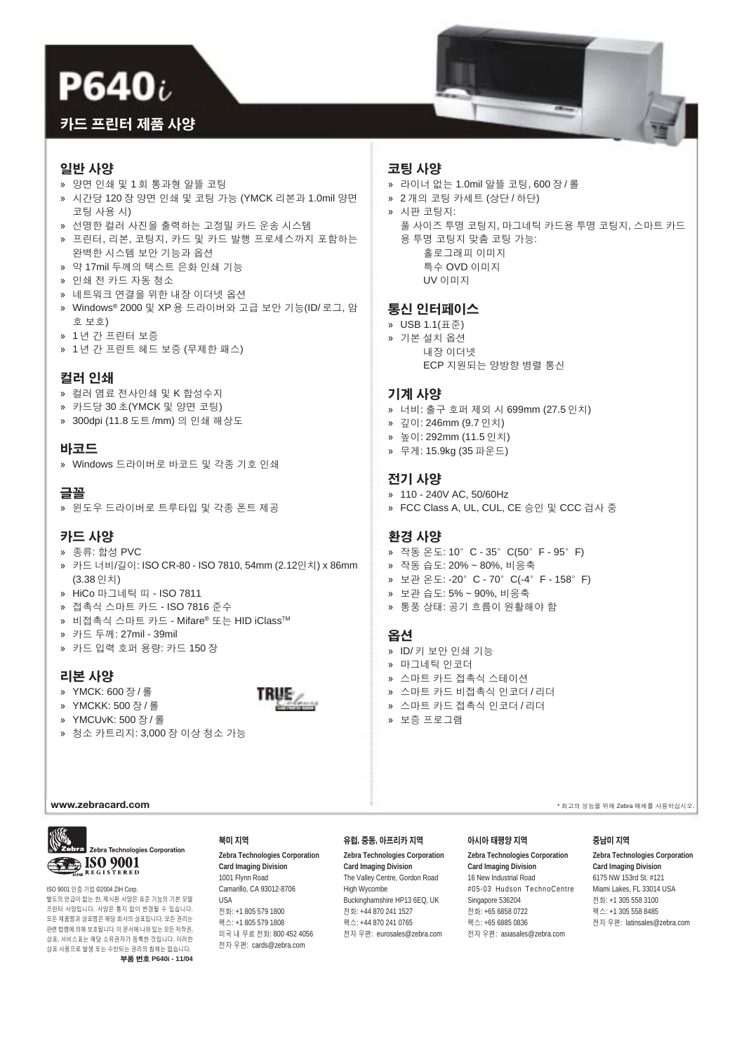# P640i

## 카드 프린터 제품 사양

### 일반 사양

- 양면 인쇄 및 1 회 통과형 알뜰 코팅
- 시간당 120 장 양면 인쇄 및 코팅 가능 (YMCK 리본과 1.0mil 양면 코팅 사용 시)
- 선명한 컬러 사진을 출력하는 고정밀 카드 운송 시스템
- 프린터, 리본, 코팅지, 카드 및 카드 발행 프로세스까지 포함하는 완벽한 시스템 보안 기능과 옵션
- 약 17mil 두께의 텍스트 은화 인쇄 기능
- 인쇄 전 카드 자동 청소
- 네트워크 연결을 위한 내장 이더넷 옵션
- Windows® 2000 및 XP 용 드라이버와 고급 보안 기능(ID/ 로그, 암호 보호)
- 1 년 간 프린터 보증
- 1 년 간 프린트 헤드 보증 (무제한 패스)

### 컬러 인쇄

- 컬러 염료 전사인쇄 및 K 합성수지
- 카드당 30 초(YMCK 및 양면 코팅)
- 300dpi (11.8 도트 /mm) 의 인쇄 해상도

### 바코드

- Windows 드라이버로 바코드 및 각종 기호 인쇄

### 글꼴

- 윈도우 드라이버로 트루타입 및 각종 폰트 제공

### 카드 사양

- 종류: 합성 PVC
- 카드 너비/길이: ISO CR-80 - ISO 7810, 54mm (2.12인치) x 86mm (3.38 인치)
- HiCo 마그네틱 띠 - ISO 7811
- 접촉식 스마트 카드 - ISO 7816 준수
- 비접촉식 스마트 카드 - Mifare® 또는 HID iClass™
- 카드 두께: 27mil - 39mil
- 카드 입력 호퍼 용량: 카드 150 장

### 리본 사양

- YMCK: 600 장 / 롤
- YMCKK: 500 장 / 롤
- YMCUvK: 500 장 / 롤
- 청소 카트리지: 3,000 장 이상 청소 가능

### 코팅 사양

- 라이너 없는 1.0mil 알뜰 코팅, 600 장 / 롤
- 2 개의 코팅 카세트 (상단 / 하단)
- 시판 코팅지:
  풀 사이즈 투명 코팅지, 마그네틱 카드용 투명 코팅지, 스마트 카드용 투명 코팅지 맞춤 코팅 가능:
  - 홀로그래피 이미지
  - 특수 OVD 이미지
  - UV 이미지

### 통신 인터페이스

- USB 1.1(표준)
- 기본 설치 옵션
  - 내장 이더넷
  - ECP 지원되는 양방향 병렬 통신

### 기계 사양

- 너비: 출구 호퍼 제외 시 699mm (27.5 인치)
- 깊이: 246mm (9.7 인치)
- 높이: 292mm (11.5 인치)
- 무게: 15.9kg (35 파운드)

### 전기 사양

- 110 - 240V AC, 50/60Hz
- FCC Class A, UL, CUL, CE 승인 및 CCC 검사 중

### 환경 사양

- 작동 온도: 10° C - 35° C(50° F - 95° F)
- 작동 습도: 20% ~ 80%, 비응축
- 보관 온도: -20° C - 70° C(-4° F - 158° F)
- 보관 습도: 5% ~ 90%, 비응축
- 통풍 상태: 공기 흐름이 원활해야 함

### 옵션

- ID/ 키 보안 인쇄 기능
- 마그네틱 인코더
- 스마트 카드 접촉식 스테이션
- 스마트 카드 비접촉식 인코더 / 리더
- 스마트 카드 접촉식 인코더 / 리더
- 보증 프로그램

www.zebracard.com

* 최고의 성능을 위해 Zebra 매체를 사용하십시오.

Zebra Technologies Corporation

ISO 9001 REGISTERED

ISO 9001 인증 기업 ©2004 ZIH Corp.
별도의 언급이 없는 한, 게시된 사양은 표준 기능의 기본 모델 프린터 사양입니다. 사양은 통지 없이 변경될 수 있습니다. 모든 제품명과 상표명은 해당 회사의 상표입니다. 모든 권리는 관련 법령에 의해 보호됩니다. 이 문서에 나와 있는 모든 저작권, 상표, 서비스표는 해당 소유권자가 등록한 것입니다. 이러한 상표 사용으로 발생 또는 수반되는 권리의 침해는 없습니다.

**부품 번호 P640i - 11/04**

**북미 지역**
Zebra Technologies Corporation
Card Imaging Division
1001 Flynn Road
Camarillo, CA 93012-8706
USA
전화: +1 805 579 1800
팩스: +1 805 579 1808
미국 내 무료 전화: 800 452 4056
전자 우편: cards@zebra.com

**유럽, 중동, 아프리카 지역**
Zebra Technologies Corporation
Card Imaging Division
The Valley Centre, Gordon Road
High Wycombe
Buckinghamshire HP13 6EQ, UK
전화: +44 870 241 1527
팩스: +44 870 241 0765
전자 우편: eurosales@zebra.com

**아시아 태평양 지역**
Zebra Technologies Corporation
Card Imaging Division
16 New Industrial Road
#05-03 Hudson TechnoCentre
Singapore 536204
전화: +65 6858 0722
팩스: +65 6885 0836
전자 우편: asiasales@zebra.com

**중남미 지역**
Zebra Technologies Corporation
Card Imaging Division
6175 NW 153rd St. #121
Miami Lakes, FL 33014 USA
전화: +1 305 558 3100
팩스: +1 305 558 8485
전자 우편: latinsales@zebra.com